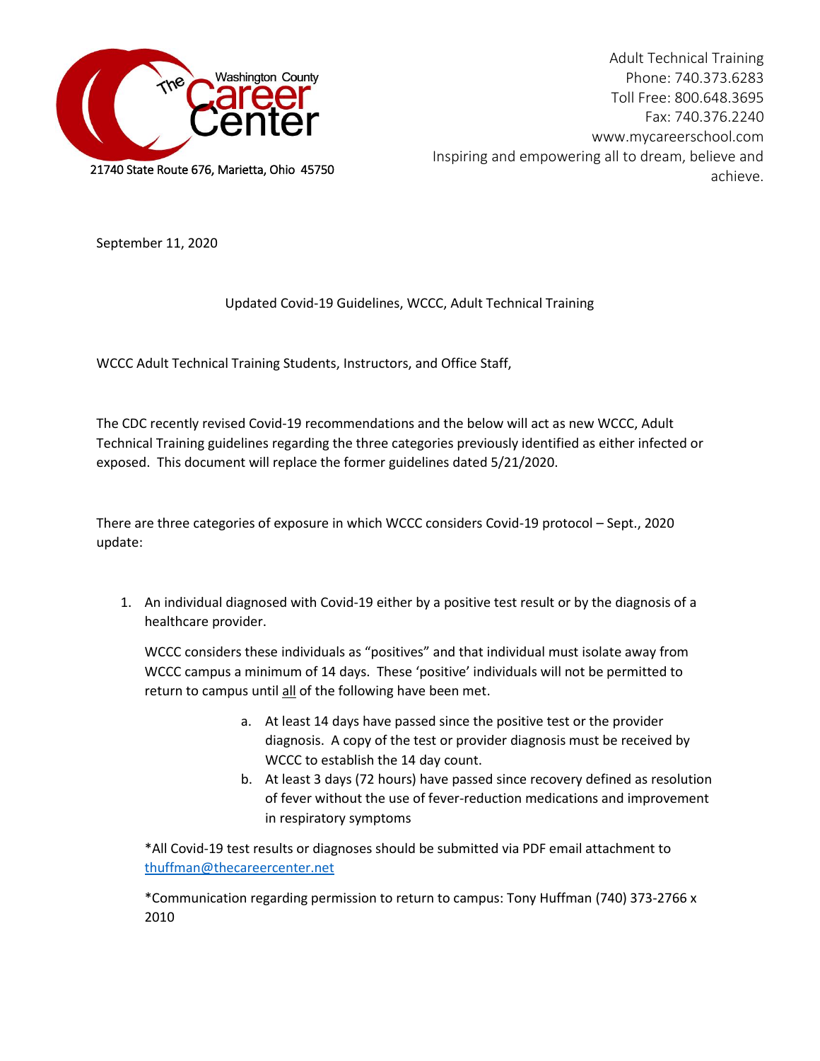The Washington County Career Center

21740 State Route 676, Marietta, Ohio 45750

Adult Technical Training
Phone: 740.373.6283
Toll Free: 800.648.3695
Fax: 740.376.2240
www.mycareerschool.com
Inspiring and empowering all to dream, believe and achieve.

September 11, 2020

Updated Covid-19 Guidelines, WCCC, Adult Technical Training

WCCC Adult Technical Training Students, Instructors, and Office Staff,

The CDC recently revised Covid-19 recommendations and the below will act as new WCCC, Adult Technical Training guidelines regarding the three categories previously identified as either infected or exposed. This document will replace the former guidelines dated 5/21/2020.

There are three categories of exposure in which WCCC considers Covid-19 protocol – Sept., 2020 update:

1. An individual diagnosed with Covid-19 either by a positive test result or by the diagnosis of a healthcare provider.

   WCCC considers these individuals as "positives" and that individual must isolate away from WCCC campus a minimum of 14 days. These 'positive' individuals will not be permitted to return to campus until <u>all</u> of the following have been met.

   a. At least 14 days have passed since the positive test or the provider diagnosis. A copy of the test or provider diagnosis must be received by WCCC to establish the 14 day count.
   b. At least 3 days (72 hours) have passed since recovery defined as resolution of fever without the use of fever-reduction medications and improvement in respiratory symptoms

   *All Covid-19 test results or diagnoses should be submitted via PDF email attachment to thuffman@thecareercenter.net

   *Communication regarding permission to return to campus: Tony Huffman (740) 373-2766 x 2010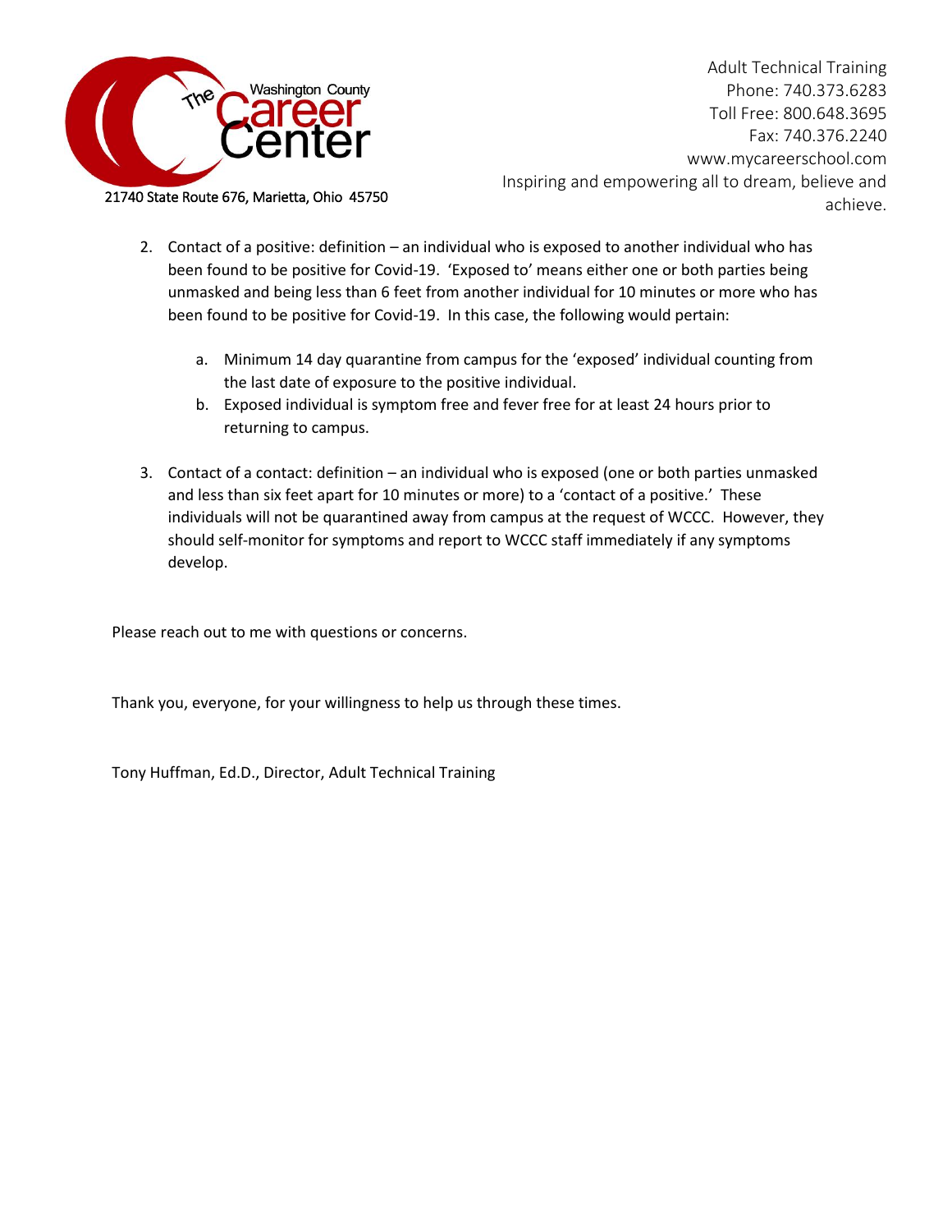2. Contact of a positive: definition – an individual who is exposed to another individual who has been found to be positive for Covid-19. 'Exposed to' means either one or both parties being unmasked and being less than 6 feet from another individual for 10 minutes or more who has been found to be positive for Covid-19. In this case, the following would pertain:

    a. Minimum 14 day quarantine from campus for the 'exposed' individual counting from the last date of exposure to the positive individual.
    b. Exposed individual is symptom free and fever free for at least 24 hours prior to returning to campus.

3. Contact of a contact: definition – an individual who is exposed (one or both parties unmasked and less than six feet apart for 10 minutes or more) to a 'contact of a positive.' These individuals will not be quarantined away from campus at the request of WCCC. However, they should self-monitor for symptoms and report to WCCC staff immediately if any symptoms develop.

Please reach out to me with questions or concerns.

Thank you, everyone, for your willingness to help us through these times.

Tony Huffman, Ed.D., Director, Adult Technical Training